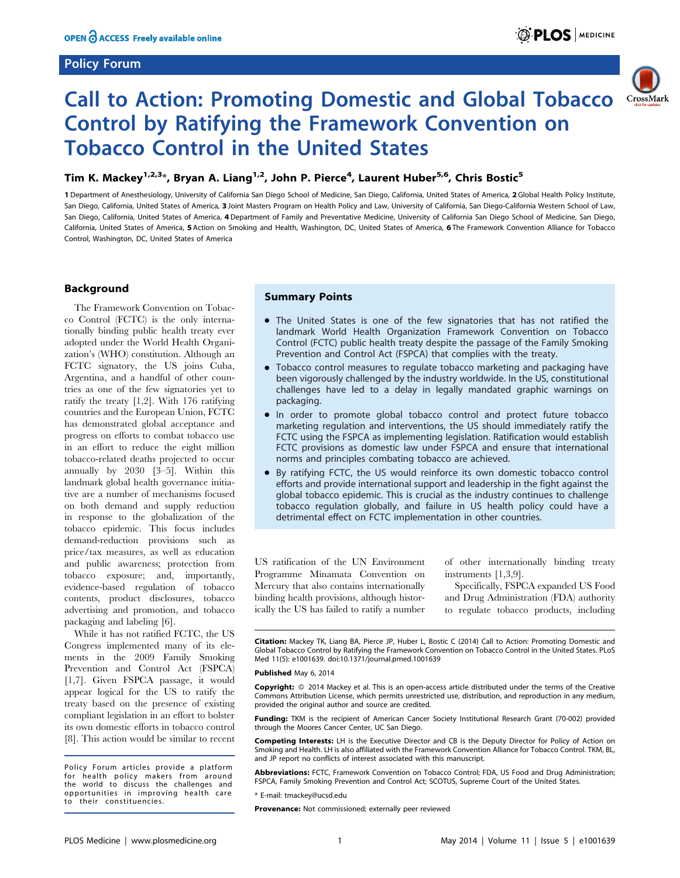Policy Forum

# Call to Action: Promoting Domestic and Global Tobacco Control by Ratifying the Framework Convention on Tobacco Control in the United States

**Tim K. Mackey[1,2,3]*, Bryan A. Liang[1,2], John P. Pierce[4], Laurent Huber[5,6], Chris Bostic[5]**

1 Department of Anesthesiology, University of California San Diego School of Medicine, San Diego, California, United States of America, 2 Global Health Policy Institute, San Diego, California, United States of America, 3 Joint Masters Program on Health Policy and Law, University of California, San Diego-California Western School of Law, San Diego, California, United States of America, 4 Department of Family and Preventative Medicine, University of California San Diego School of Medicine, San Diego, California, United States of America, 5 Action on Smoking and Health, Washington, DC, United States of America, 6 The Framework Convention Alliance for Tobacco Control, Washington, DC, United States of America

## Background

The Framework Convention on Tobacco Control (FCTC) is the only internationally binding public health treaty ever adopted under the World Health Organization's (WHO) constitution. Although an FCTC signatory, the US joins Cuba, Argentina, and a handful of other countries as one of the few signatories yet to ratify the treaty [1,2]. With 176 ratifying countries and the European Union, FCTC has demonstrated global acceptance and progress on efforts to combat tobacco use in an effort to reduce the eight million tobacco-related deaths projected to occur annually by 2030 [3–5]. Within this landmark global health governance initiative are a number of mechanisms focused on both demand and supply reduction in response to the globalization of the tobacco epidemic. This focus includes demand-reduction provisions such as price/tax measures, as well as education and public awareness; protection from tobacco exposure; and, importantly, evidence-based regulation of tobacco contents, product disclosures, tobacco advertising and promotion, and tobacco packaging and labeling [6].

While it has not ratified FCTC, the US Congress implemented many of its elements in the 2009 Family Smoking Prevention and Control Act (FSPCA) [1,7]. Given FSPCA passage, it would appear logical for the US to ratify the treaty based on the presence of existing compliant legislation in an effort to bolster its own domestic efforts in tobacco control [8]. This action would be similar to recent US ratification of the UN Environment Programme Minamata Convention on Mercury that also contains internationally binding health provisions, although historically the US has failed to ratify a number of other internationally binding treaty instruments [1,3,9].

Specifically, FSPCA expanded US Food and Drug Administration (FDA) authority to regulate tobacco products, including

Policy Forum articles provide a platform for health policy makers from around the world to discuss the challenges and opportunities in improving health care to their constituencies.

## Summary Points

- The United States is one of the few signatories that has not ratified the landmark World Health Organization Framework Convention on Tobacco Control (FCTC) public health treaty despite the passage of the Family Smoking Prevention and Control Act (FSPCA) that complies with the treaty.
- Tobacco control measures to regulate tobacco marketing and packaging have been vigorously challenged by the industry worldwide. In the US, constitutional challenges have led to a delay in legally mandated graphic warnings on packaging.
- In order to promote global tobacco control and protect future tobacco marketing regulation and interventions, the US should immediately ratify the FCTC using the FSPCA as implementing legislation. Ratification would establish FCTC provisions as domestic law under FSPCA and ensure that international norms and principles combating tobacco are achieved.
- By ratifying FCTC, the US would reinforce its own domestic tobacco control efforts and provide international support and leadership in the fight against the global tobacco epidemic. This is crucial as the industry continues to challenge tobacco regulation globally, and failure in US health policy could have a detrimental effect on FCTC implementation in other countries.

**Citation:** Mackey TK, Liang BA, Pierce JP, Huber L, Bostic C (2014) Call to Action: Promoting Domestic and Global Tobacco Control by Ratifying the Framework Convention on Tobacco Control in the United States. PLoS Med 11(5): e1001639. doi:10.1371/journal.pmed.1001639

**Published** May 6, 2014

**Copyright:** © 2014 Mackey et al. This is an open-access article distributed under the terms of the Creative Commons Attribution License, which permits unrestricted use, distribution, and reproduction in any medium, provided the original author and source are credited.

**Funding:** TKM is the recipient of American Cancer Society Institutional Research Grant (70-002) provided through the Moores Cancer Center, UC San Diego.

**Competing Interests:** LH is the Executive Director and CB is the Deputy Director for Policy of Action on Smoking and Health. LH is also affiliated with the Framework Convention Alliance for Tobacco Control. TKM, BL, and JP report no conflicts of interest associated with this manuscript.

**Abbreviations:** FCTC, Framework Convention on Tobacco Control; FDA, US Food and Drug Administration; FSPCA, Family Smoking Prevention and Control Act; SCOTUS, Supreme Court of the United States.

* E-mail: tmackey@ucsd.edu

**Provenance:** Not commissioned; externally peer reviewed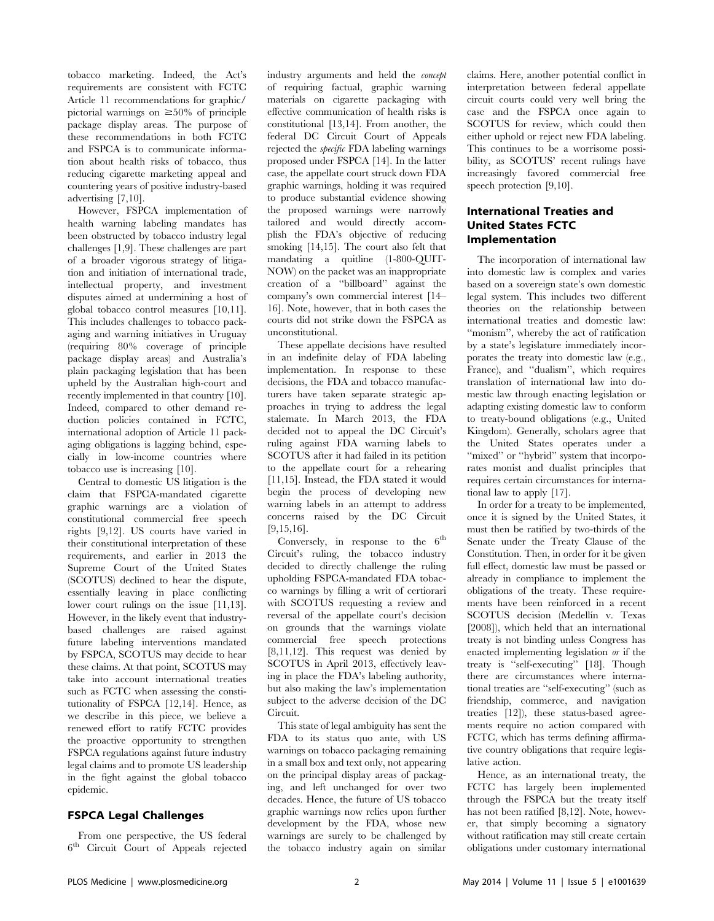tobacco marketing. Indeed, the Act's requirements are consistent with FCTC Article 11 recommendations for graphic/pictorial warnings on ≥50% of principle package display areas. The purpose of these recommendations in both FCTC and FSPCA is to communicate information about health risks of tobacco, thus reducing cigarette marketing appeal and countering years of positive industry-based advertising [7,10].

However, FSPCA implementation of health warning labeling mandates has been obstructed by tobacco industry legal challenges [1,9]. These challenges are part of a broader vigorous strategy of litigation and initiation of international trade, intellectual property, and investment disputes aimed at undermining a host of global tobacco control measures [10,11]. This includes challenges to tobacco packaging and warning initiatives in Uruguay (requiring 80% coverage of principle package display areas) and Australia's plain packaging legislation that has been upheld by the Australian high-court and recently implemented in that country [10]. Indeed, compared to other demand reduction policies contained in FCTC, international adoption of Article 11 packaging obligations is lagging behind, especially in low-income countries where tobacco use is increasing [10].

Central to domestic US litigation is the claim that FSPCA-mandated cigarette graphic warnings are a violation of constitutional commercial free speech rights [9,12]. US courts have varied in their constitutional interpretation of these requirements, and earlier in 2013 the Supreme Court of the United States (SCOTUS) declined to hear the dispute, essentially leaving in place conflicting lower court rulings on the issue [11,13]. However, in the likely event that industry-based challenges are raised against future labeling interventions mandated by FSPCA, SCOTUS may decide to hear these claims. At that point, SCOTUS may take into account international treaties such as FCTC when assessing the constitutionality of FSPCA [12,14]. Hence, as we describe in this piece, we believe a renewed effort to ratify FCTC provides the proactive opportunity to strengthen FSPCA regulations against future industry legal claims and to promote US leadership in the fight against the global tobacco epidemic.

## FSPCA Legal Challenges

From one perspective, the US federal 6th Circuit Court of Appeals rejected industry arguments and held the *concept* of requiring factual, graphic warning materials on cigarette packaging with effective communication of health risks is constitutional [13,14]. From another, the federal DC Circuit Court of Appeals rejected the *specific* FDA labeling warnings proposed under FSPCA [14]. In the latter case, the appellate court struck down FDA graphic warnings, holding it was required to produce substantial evidence showing the proposed warnings were narrowly tailored and would directly accomplish the FDA's objective of reducing smoking [14,15]. The court also felt that mandating a quitline (1-800-QUIT-NOW) on the packet was an inappropriate creation of a "billboard" against the company's own commercial interest [14–16]. Note, however, that in both cases the courts did not strike down the FSPCA as unconstitutional.

These appellate decisions have resulted in an indefinite delay of FDA labeling implementation. In response to these decisions, the FDA and tobacco manufacturers have taken separate strategic approaches in trying to address the legal stalemate. In March 2013, the FDA decided not to appeal the DC Circuit's ruling against FDA warning labels to SCOTUS after it had failed in its petition to the appellate court for a rehearing [11,15]. Instead, the FDA stated it would begin the process of developing new warning labels in an attempt to address concerns raised by the DC Circuit [9,15,16].

Conversely, in response to the 6th Circuit's ruling, the tobacco industry decided to directly challenge the ruling upholding FSPCA-mandated FDA tobacco warnings by filling a writ of certiorari with SCOTUS requesting a review and reversal of the appellate court's decision on grounds that the warnings violate commercial free speech protections [8,11,12]. This request was denied by SCOTUS in April 2013, effectively leaving in place the FDA's labeling authority, but also making the law's implementation subject to the adverse decision of the DC Circuit.

This state of legal ambiguity has sent the FDA to its status quo ante, with US warnings on tobacco packaging remaining in a small box and text only, not appearing on the principal display areas of packaging, and left unchanged for over two decades. Hence, the future of US tobacco graphic warnings now relies upon further development by the FDA, whose new warnings are surely to be challenged by the tobacco industry again on similar claims. Here, another potential conflict in interpretation between federal appellate circuit courts could very well bring the case and the FSPCA once again to SCOTUS for review, which could then either uphold or reject new FDA labeling. This continues to be a worrisome possibility, as SCOTUS' recent rulings have increasingly favored commercial free speech protection [9,10].

## International Treaties and United States FCTC Implementation

The incorporation of international law into domestic law is complex and varies based on a sovereign state's own domestic legal system. This includes two different theories on the relationship between international treaties and domestic law: "monism", whereby the act of ratification by a state's legislature immediately incorporates the treaty into domestic law (e.g., France), and "dualism", which requires translation of international law into domestic law through enacting legislation or adapting existing domestic law to conform to treaty-bound obligations (e.g., United Kingdom). Generally, scholars agree that the United States operates under a "mixed" or "hybrid" system that incorporates monist and dualist principles that requires certain circumstances for international law to apply [17].

In order for a treaty to be implemented, once it is signed by the United States, it must then be ratified by two-thirds of the Senate under the Treaty Clause of the Constitution. Then, in order for it be given full effect, domestic law must be passed or already in compliance to implement the obligations of the treaty. These requirements have been reinforced in a recent SCOTUS decision (Medellín v. Texas [2008]), which held that an international treaty is not binding unless Congress has enacted implementing legislation *or* if the treaty is "self-executing" [18]. Though there are circumstances where international treaties are "self-executing" (such as friendship, commerce, and navigation treaties [12]), these status-based agreements require no action compared with FCTC, which has terms defining affirmative country obligations that require legislative action.

Hence, as an international treaty, the FCTC has largely been implemented through the FSPCA but the treaty itself has not been ratified [8,12]. Note, however, that simply becoming a signatory without ratification may still create certain obligations under customary international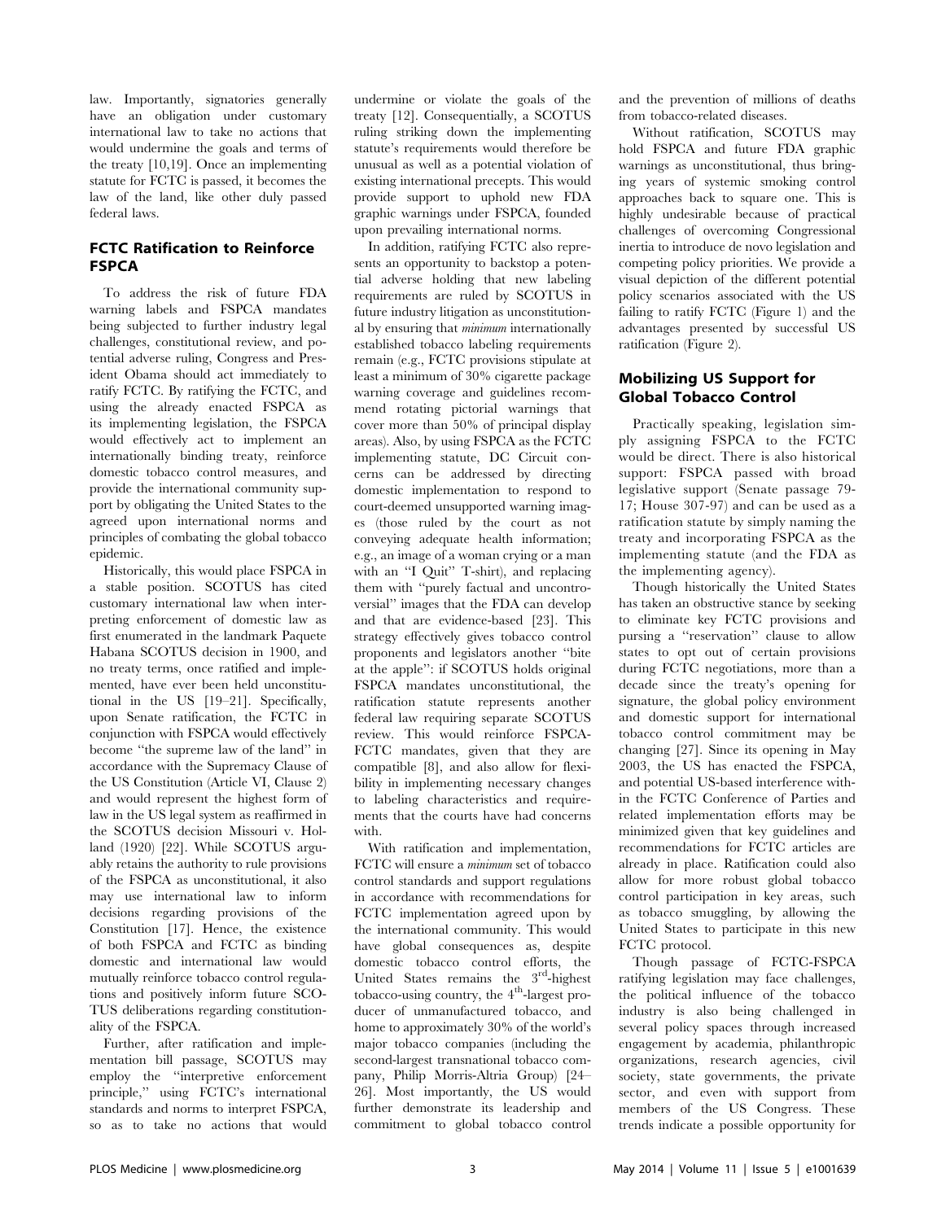law. Importantly, signatories generally have an obligation under customary international law to take no actions that would undermine the goals and terms of the treaty [10,19]. Once an implementing statute for FCTC is passed, it becomes the law of the land, like other duly passed federal laws.

## FCTC Ratification to Reinforce FSPCA

To address the risk of future FDA warning labels and FSPCA mandates being subjected to further industry legal challenges, constitutional review, and potential adverse ruling, Congress and President Obama should act immediately to ratify FCTC. By ratifying the FCTC, and using the already enacted FSPCA as its implementing legislation, the FSPCA would effectively act to implement an internationally binding treaty, reinforce domestic tobacco control measures, and provide the international community support by obligating the United States to the agreed upon international norms and principles of combating the global tobacco epidemic.

Historically, this would place FSPCA in a stable position. SCOTUS has cited customary international law when interpreting enforcement of domestic law as first enumerated in the landmark Paquete Habana SCOTUS decision in 1900, and no treaty terms, once ratified and implemented, have ever been held unconstitutional in the US [19–21]. Specifically, upon Senate ratification, the FCTC in conjunction with FSPCA would effectively become "the supreme law of the land" in accordance with the Supremacy Clause of the US Constitution (Article VI, Clause 2) and would represent the highest form of law in the US legal system as reaffirmed in the SCOTUS decision Missouri v. Holland (1920) [22]. While SCOTUS arguably retains the authority to rule provisions of the FSPCA as unconstitutional, it also may use international law to inform decisions regarding provisions of the Constitution [17]. Hence, the existence of both FSPCA and FCTC as binding domestic and international law would mutually reinforce tobacco control regulations and positively inform future SCOTUS deliberations regarding constitutionality of the FSPCA.

Further, after ratification and implementation bill passage, SCOTUS may employ the "interpretive enforcement principle," using FCTC's international standards and norms to interpret FSPCA, so as to take no actions that would undermine or violate the goals of the treaty [12]. Consequentially, a SCOTUS ruling striking down the implementing statute's requirements would therefore be unusual as well as a potential violation of existing international precepts. This would provide support to uphold new FDA graphic warnings under FSPCA, founded upon prevailing international norms.

In addition, ratifying FCTC also represents an opportunity to backstop a potential adverse holding that new labeling requirements are ruled by SCOTUS in future industry litigation as unconstitutional by ensuring that *minimum* internationally established tobacco labeling requirements remain (e.g., FCTC provisions stipulate at least a minimum of 30% cigarette package warning coverage and guidelines recommend rotating pictorial warnings that cover more than 50% of principal display areas). Also, by using FSPCA as the FCTC implementing statute, DC Circuit concerns can be addressed by directing domestic implementation to respond to court-deemed unsupported warning images (those ruled by the court as not conveying adequate health information; e.g., an image of a woman crying or a man with an "I Quit" T-shirt), and replacing them with "purely factual and uncontroversial" images that the FDA can develop and that are evidence-based [23]. This strategy effectively gives tobacco control proponents and legislators another "bite at the apple": if SCOTUS holds original FSPCA mandates unconstitutional, the ratification statute represents another federal law requiring separate SCOTUS review. This would reinforce FSPCA-FCTC mandates, given that they are compatible [8], and also allow for flexibility in implementing necessary changes to labeling characteristics and requirements that the courts have had concerns with.

With ratification and implementation, FCTC will ensure a *minimum* set of tobacco control standards and support regulations in accordance with recommendations for FCTC implementation agreed upon by the international community. This would have global consequences as, despite domestic tobacco control efforts, the United States remains the 3rd-highest tobacco-using country, the 4th-largest producer of unmanufactured tobacco, and home to approximately 30% of the world's major tobacco companies (including the second-largest transnational tobacco company, Philip Morris-Altria Group) [24–26]. Most importantly, the US would further demonstrate its leadership and commitment to global tobacco control and the prevention of millions of deaths from tobacco-related diseases.

Without ratification, SCOTUS may hold FSPCA and future FDA graphic warnings as unconstitutional, thus bringing years of systemic smoking control approaches back to square one. This is highly undesirable because of practical challenges of overcoming Congressional inertia to introduce de novo legislation and competing policy priorities. We provide a visual depiction of the different potential policy scenarios associated with the US failing to ratify FCTC (Figure 1) and the advantages presented by successful US ratification (Figure 2).

## Mobilizing US Support for Global Tobacco Control

Practically speaking, legislation simply assigning FSPCA to the FCTC would be direct. There is also historical support: FSPCA passed with broad legislative support (Senate passage 79-17; House 307-97) and can be used as a ratification statute by simply naming the treaty and incorporating FSPCA as the implementing statute (and the FDA as the implementing agency).

Though historically the United States has taken an obstructive stance by seeking to eliminate key FCTC provisions and pursing a "reservation" clause to allow states to opt out of certain provisions during FCTC negotiations, more than a decade since the treaty's opening for signature, the global policy environment and domestic support for international tobacco control commitment may be changing [27]. Since its opening in May 2003, the US has enacted the FSPCA, and potential US-based interference within the FCTC Conference of Parties and related implementation efforts may be minimized given that key guidelines and recommendations for FCTC articles are already in place. Ratification could also allow for more robust global tobacco control participation in key areas, such as tobacco smuggling, by allowing the United States to participate in this new FCTC protocol.

Though passage of FCTC-FSPCA ratifying legislation may face challenges, the political influence of the tobacco industry is also being challenged in several policy spaces through increased engagement by academia, philanthropic organizations, research agencies, civil society, state governments, the private sector, and even with support from members of the US Congress. These trends indicate a possible opportunity for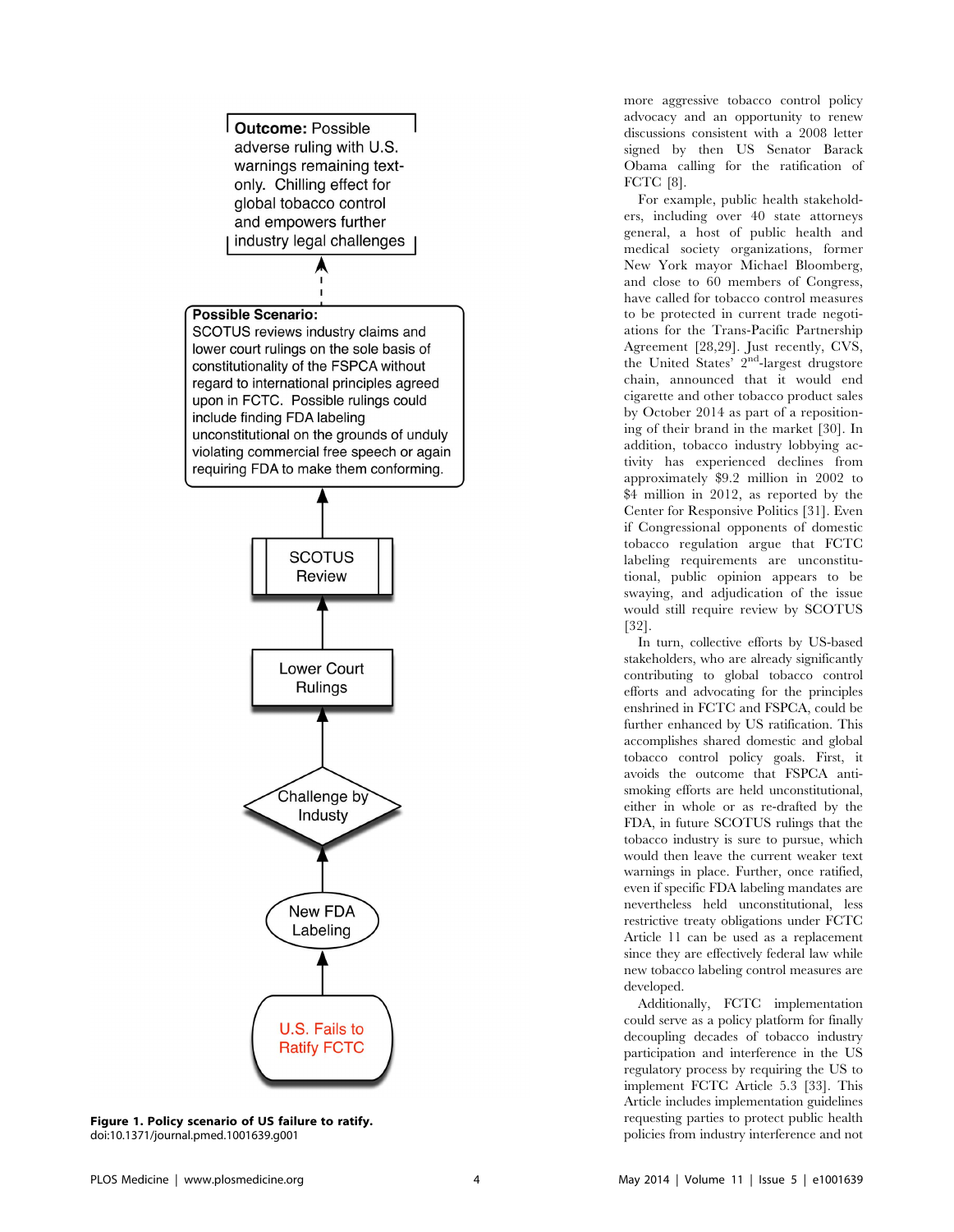Outcome: Possible adverse ruling with U.S. warnings remaining text-only. Chilling effect for global tobacco control and empowers further industry legal challenges

Possible Scenario: SCOTUS reviews industry claims and lower court rulings on the sole basis of constitutionality of the FSPCA without regard to international principles agreed upon in FCTC. Possible rulings could include finding FDA labeling unconstitutional on the grounds of unduly violating commercial free speech or again requiring FDA to make them conforming.

SCOTUS Review

Lower Court Rulings

Challenge by Industy

New FDA Labeling

U.S. Fails to Ratify FCTC

**Figure 1. Policy scenario of US failure to ratify.**
doi:10.1371/journal.pmed.1001639.g001

more aggressive tobacco control policy advocacy and an opportunity to renew discussions consistent with a 2008 letter signed by then US Senator Barack Obama calling for the ratification of FCTC [8].

For example, public health stakeholders, including over 40 state attorneys general, a host of public health and medical society organizations, former New York mayor Michael Bloomberg, and close to 60 members of Congress, have called for tobacco control measures to be protected in current trade negotiations for the Trans-Pacific Partnership Agreement [28,29]. Just recently, CVS, the United States' 2nd-largest drugstore chain, announced that it would end cigarette and other tobacco product sales by October 2014 as part of a repositioning of their brand in the market [30]. In addition, tobacco industry lobbying activity has experienced declines from approximately $9.2 million in 2002 to $4 million in 2012, as reported by the Center for Responsive Politics [31]. Even if Congressional opponents of domestic tobacco regulation argue that FCTC labeling requirements are unconstitutional, public opinion appears to be swaying, and adjudication of the issue would still require review by SCOTUS [32].

In turn, collective efforts by US-based stakeholders, who are already significantly contributing to global tobacco control efforts and advocating for the principles enshrined in FCTC and FSPCA, could be further enhanced by US ratification. This accomplishes shared domestic and global tobacco control policy goals. First, it avoids the outcome that FSPCA anti-smoking efforts are held unconstitutional, either in whole or as re-drafted by the FDA, in future SCOTUS rulings that the tobacco industry is sure to pursue, which would then leave the current weaker text warnings in place. Further, once ratified, even if specific FDA labeling mandates are nevertheless held unconstitutional, less restrictive treaty obligations under FCTC Article 11 can be used as a replacement since they are effectively federal law while new tobacco labeling control measures are developed.

Additionally, FCTC implementation could serve as a policy platform for finally decoupling decades of tobacco industry participation and interference in the US regulatory process by requiring the US to implement FCTC Article 5.3 [33]. This Article includes implementation guidelines requesting parties to protect public health policies from industry interference and not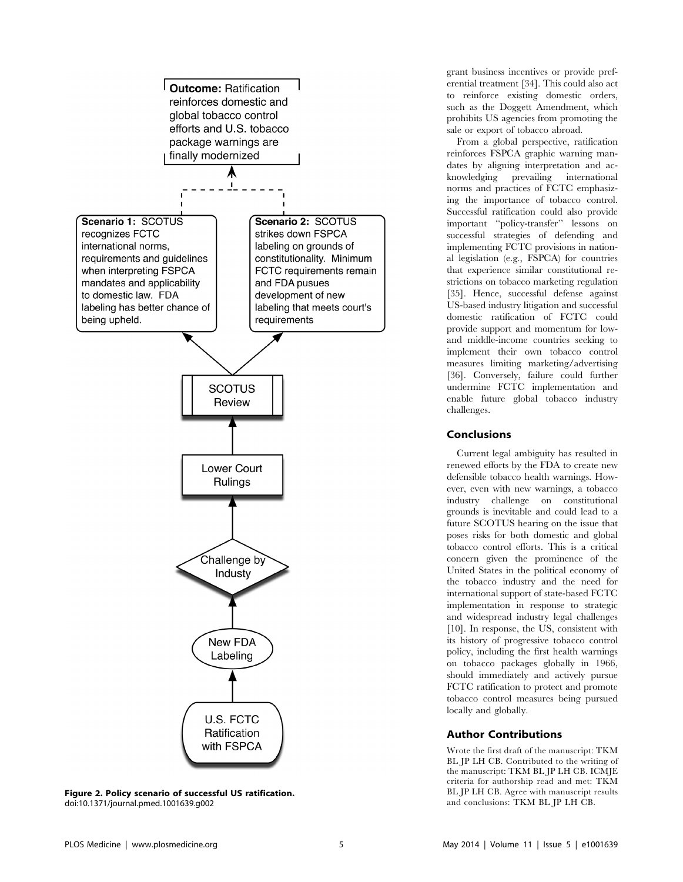**Outcome:** Ratification reinforces domestic and global tobacco control efforts and U.S. tobacco package warnings are finally modernized

**Scenario 1:** SCOTUS recognizes FCTC international norms, requirements and guidelines when interpreting FSPCA mandates and applicability to domestic law. FDA labeling has better chance of being upheld.

**Scenario 2:** SCOTUS strikes down FSPCA labeling on grounds of constitutionality. Minimum FCTC requirements remain and FDA pusues development of new labeling that meets court's requirements

SCOTUS Review

Lower Court Rulings

Challenge by Industy

New FDA Labeling

U.S. FCTC Ratification with FSPCA

**Figure 2. Policy scenario of successful US ratification.**
doi:10.1371/journal.pmed.1001639.g002

grant business incentives or provide preferential treatment [34]. This could also act to reinforce existing domestic orders, such as the Doggett Amendment, which prohibits US agencies from promoting the sale or export of tobacco abroad.

From a global perspective, ratification reinforces FSPCA graphic warning mandates by aligning interpretation and acknowledging prevailing international norms and practices of FCTC emphasizing the importance of tobacco control. Successful ratification could also provide important "policy-transfer" lessons on successful strategies of defending and implementing FCTC provisions in national legislation (e.g., FSPCA) for countries that experience similar constitutional restrictions on tobacco marketing regulation [35]. Hence, successful defense against US-based industry litigation and successful domestic ratification of FCTC could provide support and momentum for low- and middle-income countries seeking to implement their own tobacco control measures limiting marketing/advertising [36]. Conversely, failure could further undermine FCTC implementation and enable future global tobacco industry challenges.

## Conclusions

Current legal ambiguity has resulted in renewed efforts by the FDA to create new defensible tobacco health warnings. However, even with new warnings, a tobacco industry challenge on constitutional grounds is inevitable and could lead to a future SCOTUS hearing on the issue that poses risks for both domestic and global tobacco control efforts. This is a critical concern given the prominence of the United States in the political economy of the tobacco industry and the need for international support of state-based FCTC implementation in response to strategic and widespread industry legal challenges [10]. In response, the US, consistent with its history of progressive tobacco control policy, including the first health warnings on tobacco packages globally in 1966, should immediately and actively pursue FCTC ratification to protect and promote tobacco control measures being pursued locally and globally.

## Author Contributions

Wrote the first draft of the manuscript: TKM BL JP LH CB. Contributed to the writing of the manuscript: TKM BL JP LH CB. ICMJE criteria for authorship read and met: TKM BL JP LH CB. Agree with manuscript results and conclusions: TKM BL JP LH CB.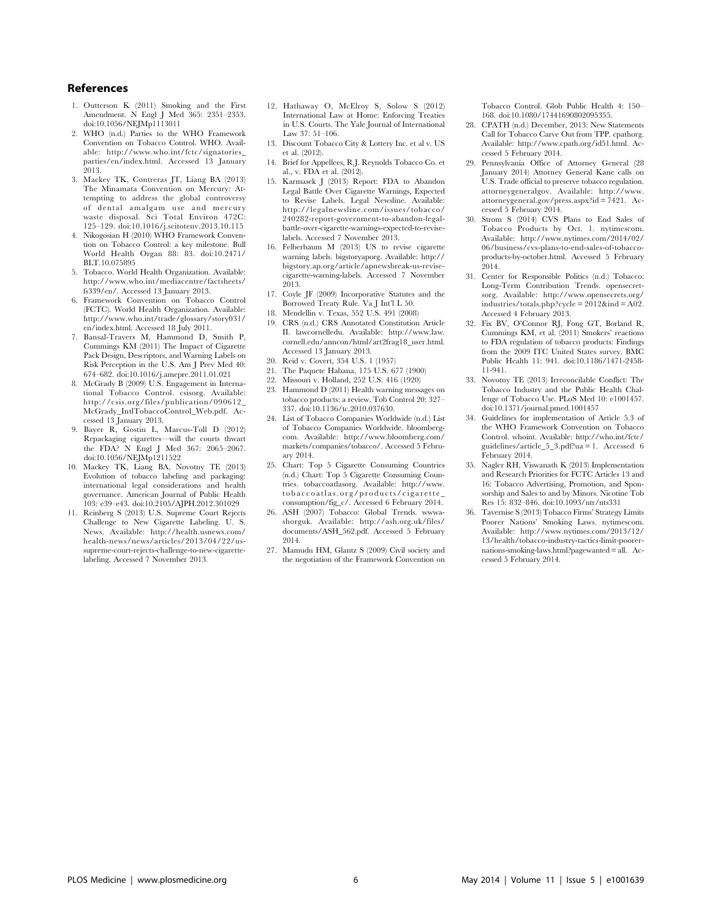## References

1. Outterson K (2011) Smoking and the First Amendment. N Engl J Med 365: 2351–2353. doi:10.1056/NEJMp1113011
2. WHO (n.d.) Parties to the WHO Framework Convention on Tobacco Control. WHO. Available: http://www.who.int/fctc/signatories_parties/en/index.html. Accessed 13 January 2013.
3. Mackey TK, Contreras JT, Liang BA (2013) The Minamata Convention on Mercury: Attempting to address the global controversy of dental amalgam use and mercury waste disposal. Sci Total Environ 472C: 125–129. doi:10.1016/j.scitotenv.2013.10.115
4. Nikogosian H (2010) WHO Framework Convention on Tobacco Control: a key milestone. Bull World Health Organ 88: 83. doi:10.2471/BLT.10.075895
5. Tobacco. World Health Organization. Available: http://www.who.int/mediacentre/factsheets/fs339/en/. Accessed 13 January 2013.
6. Framework Convention on Tobacco Control (FCTC). World Health Organization. Available: http://www.who.int/trade/glossary/story031/en/index.html. Accessed 18 July 2011.
7. Bansal-Travers M, Hammond D, Smith P, Cummings KM (2011) The Impact of Cigarette Pack Design, Descriptors, and Warning Labels on Risk Perception in the U.S. Am J Prev Med 40: 674–682. doi:10.1016/j.amepre.2011.01.021
8. McGrady B (2009) U.S. Engagement in International Tobacco Control. csisorg. Available: http://csis.org/files/publication/090612_McGrady_IntlTobaccoControl_Web.pdf. Accessed 13 January 2013.
9. Bayer R, Gostin L, Marcus-Toll D (2012) Repackaging cigarettes—will the courts thwart the FDA? N Engl J Med 367: 2065–2067. doi:10.1056/NEJMp1211522
10. Mackey TK, Liang BA, Novotny TE (2013) Evolution of tobacco labeling and packaging: international legal considerations and health governance. American Journal of Public Health 103: e39–e43. doi:10.2105/AJPH.2012.301029
11. Reinberg S (2013) U.S. Supreme Court Rejects Challenge to New Cigarette Labeling. U. S. News. Available: http://health.usnews.com/health-news/news/articles/2013/04/22/us-supreme-court-rejects-challenge-to-new-cigarette-labeling. Accessed 7 November 2013.
12. Hathaway O, McElroy S, Solow S (2012) International Law at Home: Enforcing Treaties in U.S. Courts. The Yale Journal of International Law 37: 51–106.
13. Discount Tobacco City & Lottery Inc. et al v. US et al. (2012).
14. Brief for Appellees, R.J. Reynolds Tobacco Co. et al., v. FDA et al. (2012).
15. Karmasek J (2013) Report: FDA to Abandon Legal Battle Over Cigarette Warnings, Expected to Revise Labels. Legal Newsline. Available: http://legalnewsline.com/issues/tobacco/240282-report-government-to-abandon-legal-battle-over-cigarette-warnings-expected-to-revise-labels. Accessed 7 November 2013.
16. Felberbaum M (2013) US to revise cigarette warning labels. bigstoryaporg. Available: http://bigstory.ap.org/article/apnewsbreak-us-revise-cigarette-warning-labels. Accessed 7 November 2013.
17. Coyle JF (2009) Incorporative Statutes and the Borrowed Treaty Rule. Va J Int'l L 50.
18. Mendellin v. Texas, 552 U.S. 491 (2008)
19. CRS (n.d.) CRS Annotated Constitution Article II. lawcornelledu. Available: http://www.law.cornell.edu/anncon/html/art2frag18_user.html. Accessed 13 January 2013.
20. Reid v. Covert, 354 U.S. 1 (1957)
21. The Paquete Habana, 175 U.S. 677 (1900)
22. Missouri v. Holland, 252 U.S. 416 (1920)
23. Hammond D (2011) Health warning messages on tobacco products: a review. Tob Control 20: 327–337. doi:10.1136/tc.2010.037630.
24. List of Tobacco Companies Worldwide (n.d.) List of Tobacco Companies Worldwide. bloombergcom. Available: http://www.bloomberg.com/markets/companies/tobacco/. Accessed 5 February 2014.
25. Chart: Top 5 Cigarette Consuming Countries (n.d.) Chart: Top 5 Cigarette Consuming Countries. tobaccoatlasorg. Available: http://www.tobaccoatlas.org/products/cigarette_consumption/fig_c/. Accessed 6 February 2014.
26. ASH (2007) Tobacco: Global Trends. wwwashorguk. Available: http://ash.org.uk/files/documents/ASH_562.pdf. Accessed 5 February 2014.
27. Mamudu HM, Glantz S (2009) Civil society and the negotiation of the Framework Convention on Tobacco Control. Glob Public Health 4: 150–168. doi:10.1080/17441690802095355.
28. CPATH (n.d.) December, 2013: New Statements Call for Tobacco Carve Out from TPP. cpathorg. Available: http://www.cpath.org/id51.html. Accessed 5 February 2014.
29. Pennsylvania Office of Attorney General (28 January 2014) Attorney General Kane calls on U.S. Trade official to preserve tobacco regulation. attorneygeneralgov. Available: http://www.attorneygeneral.gov/press.aspx?id=7421. Accessed 5 February 2014.
30. Strom S (2014) CVS Plans to End Sales of Tobacco Products by Oct. 1. nytimescom. Available: http://www.nytimes.com/2014/02/06/business/cvs-plans-to-end-sales-of-tobacco-products-by-october.html. Accessed 5 February 2014.
31. Center for Responsible Politics (n.d.) Tobacco: Long-Term Contribution Trends. opensecretsorg. Available: http://www.opensecrets.org/industries/totals.php?cycle=2012&ind=A02. Accessed 4 February 2013.
32. Fix BV, O'Connor RJ, Fong GT, Borland R, Cummings KM, et al. (2011) Smokers' reactions to FDA regulation of tobacco products: Findings from the 2009 ITC United States survey. BMC Public Health 11: 941. doi:10.1186/1471-2458-11-941.
33. Novotny TE (2013) Irreconcilable Conflict: The Tobacco Industry and the Public Health Challenge of Tobacco Use. PLoS Med 10: e1001457. doi:10.1371/journal.pmed.1001457
34. Guidelines for implementation of Article 5.3 of the WHO Framework Convention on Tobacco Control. whoint. Available: http://who.int/fctc/guidelines/article_5_3.pdf?ua=1. Accessed 6 February 2014.
35. Nagler RH, Viswanath K (2013) Implementation and Research Priorities for FCTC Articles 13 and 16: Tobacco Advertising, Promotion, and Sponsorship and Sales to and by Minors. Nicotine Tob Res 15: 832–846. doi:10.1093/ntr/nts331
36. Tavernise S (2013) Tobacco Firms' Strategy Limits Poorer Nations' Smoking Laws. nytimescom. Available: http://www.nytimes.com/2013/12/13/health/tobacco-industry-tactics-limit-poorer-nations-smoking-laws.html?pagewanted=all. Accessed 5 February 2014.